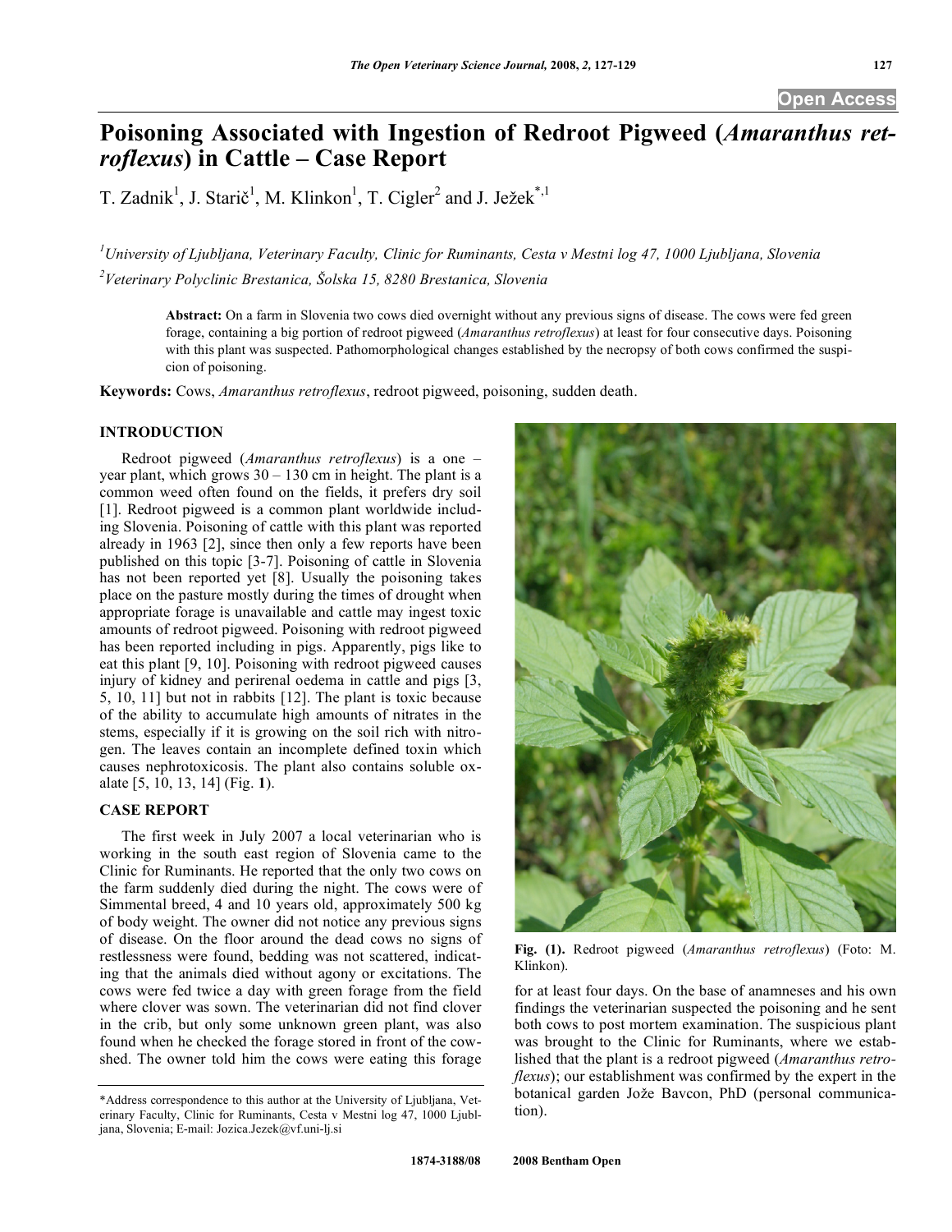# Poisoning Associated with Ingestion of Redroot Pigweed (*Amaranthus retroflexus*) in Cattle – Case Report

T. Zadnik[1], J. Starič[1], M. Klinkon[1], T. Cigler[2] and J. Ježek*[,1]

[1]*University of Ljubljana, Veterinary Faculty, Clinic for Ruminants, Cesta v Mestni log 47, 1000 Ljubljana, Slovenia*

[2]*Veterinary Polyclinic Brestanica, Šolska 15, 8280 Brestanica, Slovenia*

**Abstract:** On a farm in Slovenia two cows died overnight without any previous signs of disease. The cows were fed green forage, containing a big portion of redroot pigweed (*Amaranthus retroflexus*) at least for four consecutive days. Poisoning with this plant was suspected. Pathomorphological changes established by the necropsy of both cows confirmed the suspicion of poisoning.

**Keywords:** Cows, *Amaranthus retroflexus*, redroot pigweed, poisoning, sudden death.

## INTRODUCTION

Redroot pigweed (*Amaranthus retroflexus*) is a one – year plant, which grows 30 – 130 cm in height. The plant is a common weed often found on the fields, it prefers dry soil [1]. Redroot pigweed is a common plant worldwide including Slovenia. Poisoning of cattle with this plant was reported already in 1963 [2], since then only a few reports have been published on this topic [3-7]. Poisoning of cattle in Slovenia has not been reported yet [8]. Usually the poisoning takes place on the pasture mostly during the times of drought when appropriate forage is unavailable and cattle may ingest toxic amounts of redroot pigweed. Poisoning with redroot pigweed has been reported including in pigs. Apparently, pigs like to eat this plant [9, 10]. Poisoning with redroot pigweed causes injury of kidney and perirenal oedema in cattle and pigs [3, 5, 10, 11] but not in rabbits [12]. The plant is toxic because of the ability to accumulate high amounts of nitrates in the stems, especially if it is growing on the soil rich with nitrogen. The leaves contain an incomplete defined toxin which causes nephrotoxicosis. The plant also contains soluble oxalate [5, 10, 13, 14] (Fig. **1**).

## CASE REPORT

The first week in July 2007 a local veterinarian who is working in the south east region of Slovenia came to the Clinic for Ruminants. He reported that the only two cows on the farm suddenly died during the night. The cows were of Simmental breed, 4 and 10 years old, approximately 500 kg of body weight. The owner did not notice any previous signs of disease. On the floor around the dead cows no signs of restlessness were found, bedding was not scattered, indicating that the animals died without agony or excitations. The cows were fed twice a day with green forage from the field where clover was sown. The veterinarian did not find clover in the crib, but only some unknown green plant, was also found when he checked the forage stored in front of the cowshed. The owner told him the cows were eating this forage for at least four days. On the base of anamneses and his own findings the veterinarian suspected the poisoning and he sent both cows to post mortem examination. The suspicious plant was brought to the Clinic for Ruminants, where we established that the plant is a redroot pigweed (*Amaranthus retroflexus*); our establishment was confirmed by the expert in the botanical garden Jože Bavcon, PhD (personal communication).

**Fig. (1).** Redroot pigweed (*Amaranthus retroflexus*) (Foto: M. Klinkon).

*Address correspondence to this author at the University of Ljubljana, Veterinary Faculty, Clinic for Ruminants, Cesta v Mestni log 47, 1000 Ljubljana, Slovenia; E-mail: Jozica.Jezek@vf.uni-lj.si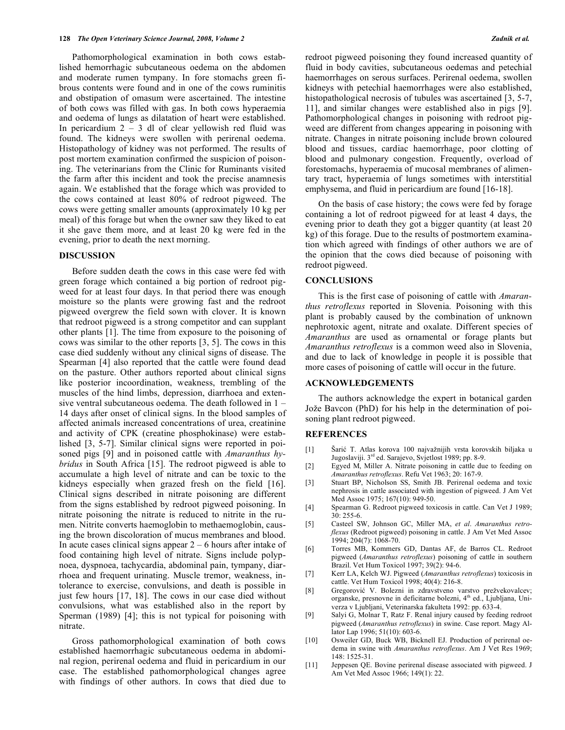Pathomorphological examination in both cows established hemorrhagic subcutaneous oedema on the abdomen and moderate rumen tympany. In fore stomachs green fibrous contents were found and in one of the cows ruminitis and obstipation of omasum were ascertained. The intestine of both cows was filled with gas. In both cows hyperaemia and oedema of lungs as dilatation of heart were established. In pericardium 2 – 3 dl of clear yellowish red fluid was found. The kidneys were swollen with perirenal oedema. Histopathology of kidney was not performed. The results of post mortem examination confirmed the suspicion of poisoning. The veterinarians from the Clinic for Ruminants visited the farm after this incident and took the precise anamnesis again. We established that the forage which was provided to the cows contained at least 80% of redroot pigweed. The cows were getting smaller amounts (approximately 10 kg per meal) of this forage but when the owner saw they liked to eat it she gave them more, and at least 20 kg were fed in the evening, prior to death the next morning.

## DISCUSSION

Before sudden death the cows in this case were fed with green forage which contained a big portion of redroot pigweed for at least four days. In that period there was enough moisture so the plants were growing fast and the redroot pigweed overgrew the field sown with clover. It is known that redroot pigweed is a strong competitor and can supplant other plants [1]. The time from exposure to the poisoning of cows was similar to the other reports [3, 5]. The cows in this case died suddenly without any clinical signs of disease. The Spearman [4] also reported that the cattle were found dead on the pasture. Other authors reported about clinical signs like posterior incoordination, weakness, trembling of the muscles of the hind limbs, depression, diarrhoea and extensive ventral subcutaneous oedema. The death followed in 1 – 14 days after onset of clinical signs. In the blood samples of affected animals increased concentrations of urea, creatinine and activity of CPK (creatine phosphokinase) were established [3, 5-7]. Similar clinical signs were reported in poisoned pigs [9] and in poisoned cattle with *Amaranthus hybridus* in South Africa [15]. The redroot pigweed is able to accumulate a high level of nitrate and can be toxic to the kidneys especially when grazed fresh on the field [16]. Clinical signs described in nitrate poisoning are different from the signs established by redroot pigweed poisoning. In nitrate poisoning the nitrate is reduced to nitrite in the rumen. Nitrite converts haemoglobin to methaemoglobin, causing the brown discoloration of mucus membranes and blood. In acute cases clinical signs appear 2 – 6 hours after intake of food containing high level of nitrate. Signs include polypnoea, dyspnoea, tachycardia, abdominal pain, tympany, diarrhoea and frequent urinating. Muscle tremor, weakness, intolerance to exercise, convulsions, and death is possible in just few hours [17, 18]. The cows in our case died without convulsions, what was established also in the report by Sperman (1989) [4]; this is not typical for poisoning with nitrate.

Gross pathomorphological examination of both cows established haemorrhagic subcutaneous oedema in abdominal region, perirenal oedema and fluid in pericardium in our case. The established pathomorphological changes agree with findings of other authors. In cows that died due to redroot pigweed poisoning they found increased quantity of fluid in body cavities, subcutaneous oedemas and petechial haemorrhages on serous surfaces. Perirenal oedema, swollen kidneys with petechial haemorrhages were also established, histopathological necrosis of tubules was ascertained [3, 5-7, 11], and similar changes were established also in pigs [9]. Pathomorphological changes in poisoning with redroot pigweed are different from changes appearing in poisoning with nitrate. Changes in nitrate poisoning include brown coloured blood and tissues, cardiac haemorrhage, poor clotting of blood and pulmonary congestion. Frequently, overload of forestomachs, hyperaemia of mucosal membranes of alimentary tract, hyperaemia of lungs sometimes with interstitial emphysema, and fluid in pericardium are found [16-18].

On the basis of case history; the cows were fed by forage containing a lot of redroot pigweed for at least 4 days, the evening prior to death they got a bigger quantity (at least 20 kg) of this forage. Due to the results of postmortem examination which agreed with findings of other authors we are of the opinion that the cows died because of poisoning with redroot pigweed.

## CONCLUSIONS

This is the first case of poisoning of cattle with *Amaranthus retroflexus* reported in Slovenia. Poisoning with this plant is probably caused by the combination of unknown nephrotoxic agent, nitrate and oxalate. Different species of *Amaranthus* are used as ornamental or forage plants but *Amaranthus retroflexus* is a common weed also in Slovenia, and due to lack of knowledge in people it is possible that more cases of poisoning of cattle will occur in the future.

## ACKNOWLEDGEMENTS

The authors acknowledge the expert in botanical garden Jože Bavcon (PhD) for his help in the determination of poisoning plant redroot pigweed.

## REFERENCES

[1] Šarić T. Atlas korova 100 najvažnijih vrsta korovskih biljaka u Jugoslaviji. 3rd ed. Sarajevo, Svjetlost 1989; pp. 8-9.

[2] Egyed M, Miller A. Nitrate poisoning in cattle due to feeding on *Amaranthus retroflexus*. Refu Vet 1963; 20: 167-9.

[3] Stuart BP, Nicholson SS, Smith JB. Perirenal oedema and toxic nephrosis in cattle associated with ingestion of pigweed. J Am Vet Med Assoc 1975; 167(10): 949-50.

[4] Spearman G. Redroot pigweed toxicosis in cattle. Can Vet J 1989; 30: 255-6.

[5] Casteel SW, Johnson GC, Miller MA, *et al*. *Amaranthus retroflexus* (Redroot pigweed) poisoning in cattle. J Am Vet Med Assoc 1994; 204(7): 1068-70.

[6] Torres MB, Kommers GD, Dantas AF, de Barros CL. Redroot pigweed (*Amaranthus retroflexus*) poisoning of cattle in southern Brazil. Vet Hum Toxicol 1997; 39(2): 94-6.

[7] Kerr LA, Kelch WJ. Pigweed (*Amaranthus retroflexus*) toxicosis in cattle. Vet Hum Toxicol 1998; 40(4): 216-8.

[8] Gregorović V. Bolezni in zdravstveno varstvo prežvekovalcev; organske, presnovne in deficitarne bolezni, 4th ed., Ljubljana, Univerza v Ljubljani, Veterinarska fakulteta 1992: pp. 633-4.

[9] Salyi G, Molnar T, Ratz F. Renal injury caused by feeding redroot pigweed (*Amaranthus retroflexus*) in swine. Case report. Magy Allator Lap 1996; 51(10): 603-6.

[10] Osweiler GD, Buck WB, Bicknell EJ. Production of perirenal oedema in swine with *Amaranthus retroflexus*. Am J Vet Res 1969; 148: 1525-31.

[11] Jeppesen QE. Bovine perirenal disease associated with pigweed. J Am Vet Med Assoc 1966; 149(1): 22.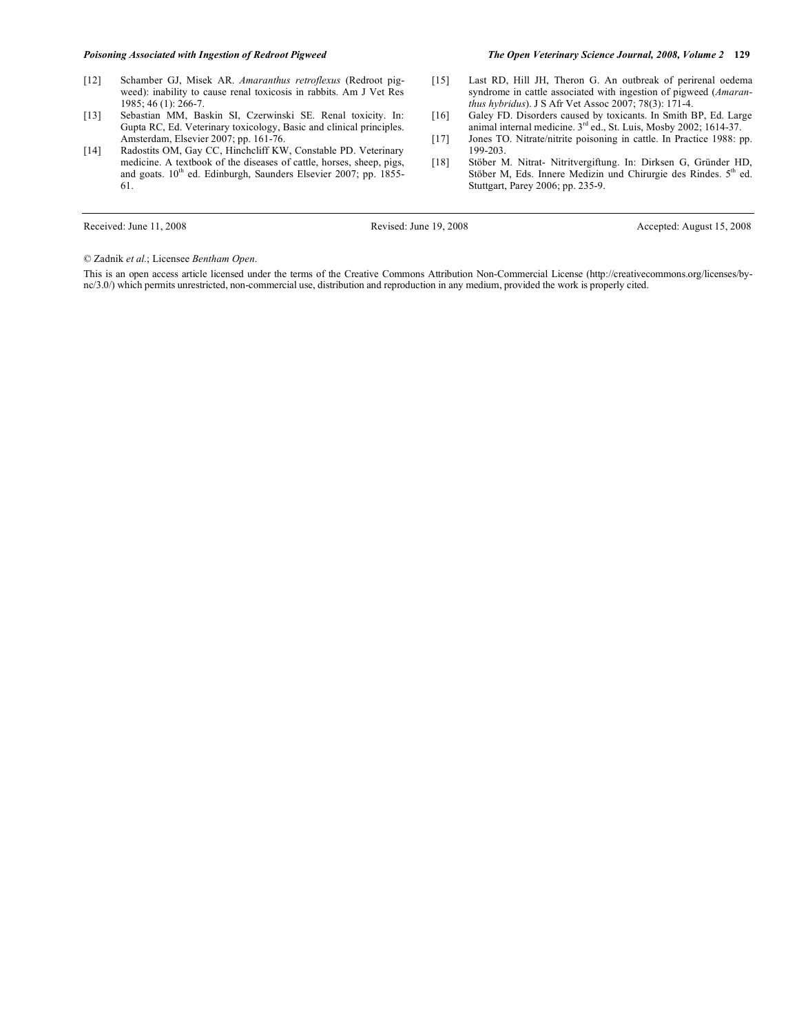[12] Schamber GJ, Misek AR. *Amaranthus retroflexus* (Redroot pigweed): inability to cause renal toxicosis in rabbits. Am J Vet Res 1985; 46 (1): 266-7.

[13] Sebastian MM, Baskin SI, Czerwinski SE. Renal toxicity. In: Gupta RC, Ed. Veterinary toxicology, Basic and clinical principles. Amsterdam, Elsevier 2007; pp. 161-76.

[14] Radostits OM, Gay CC, Hinchcliff KW, Constable PD. Veterinary medicine. A textbook of the diseases of cattle, horses, sheep, pigs, and goats. 10th ed. Edinburgh, Saunders Elsevier 2007; pp. 1855-61.

[15] Last RD, Hill JH, Theron G. An outbreak of perirenal oedema syndrome in cattle associated with ingestion of pigweed (*Amaranthus hybridus*). J S Afr Vet Assoc 2007; 78(3): 171-4.

[16] Galey FD. Disorders caused by toxicants. In Smith BP, Ed. Large animal internal medicine. 3rd ed., St. Luis, Mosby 2002; 1614-37.

[17] Jones TO. Nitrate/nitrite poisoning in cattle. In Practice 1988: pp. 199-203.

[18] Stöber M. Nitrat- Nitritvergiftung. In: Dirksen G, Gründer HD, Stöber M, Eds. Innere Medizin und Chirurgie des Rindes. 5th ed. Stuttgart, Parey 2006; pp. 235-9.

---

Received: June 11, 2008 Revised: June 19, 2008 Accepted: August 15, 2008

© Zadnik *et al.*; Licensee *Bentham Open*.

This is an open access article licensed under the terms of the Creative Commons Attribution Non-Commercial License (http://creativecommons.org/licenses/by-nc/3.0/) which permits unrestricted, non-commercial use, distribution and reproduction in any medium, provided the work is properly cited.